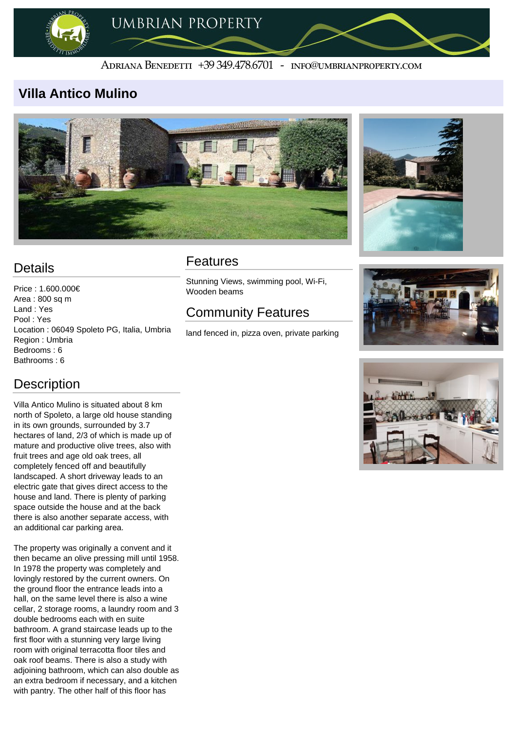UMBRIAN PROPERTY

ADRIANA BENEDETTI +39 349.478.6701 - INFO@UMBRIANPROPERTY.COM

# Villa Antico Mulino

## Details

Price : 1.600.000€
Area : 800 sq m
Land : Yes
Pool : Yes
Location : 06049 Spoleto PG, Italia, Umbria
Region : Umbria
Bedrooms : 6
Bathrooms : 6

## Features

Stunning Views, swimming pool, Wi-Fi, Wooden beams

## Community Features

land fenced in, pizza oven, private parking

## Description

Villa Antico Mulino is situated about 8 km north of Spoleto, a large old house standing in its own grounds, surrounded by 3.7 hectares of land, 2/3 of which is made up of mature and productive olive trees, also with fruit trees and age old oak trees, all completely fenced off and beautifully landscaped. A short driveway leads to an electric gate that gives direct access to the house and land. There is plenty of parking space outside the house and at the back there is also another separate access, with an additional car parking area.

The property was originally a convent and it then became an olive pressing mill until 1958. In 1978 the property was completely and lovingly restored by the current owners. On the ground floor the entrance leads into a hall, on the same level there is also a wine cellar, 2 storage rooms, a laundry room and 3 double bedrooms each with en suite bathroom. A grand staircase leads up to the first floor with a stunning very large living room with original terracotta floor tiles and oak roof beams. There is also a study with adjoining bathroom, which can also double as an extra bedroom if necessary, and a kitchen with pantry. The other half of this floor has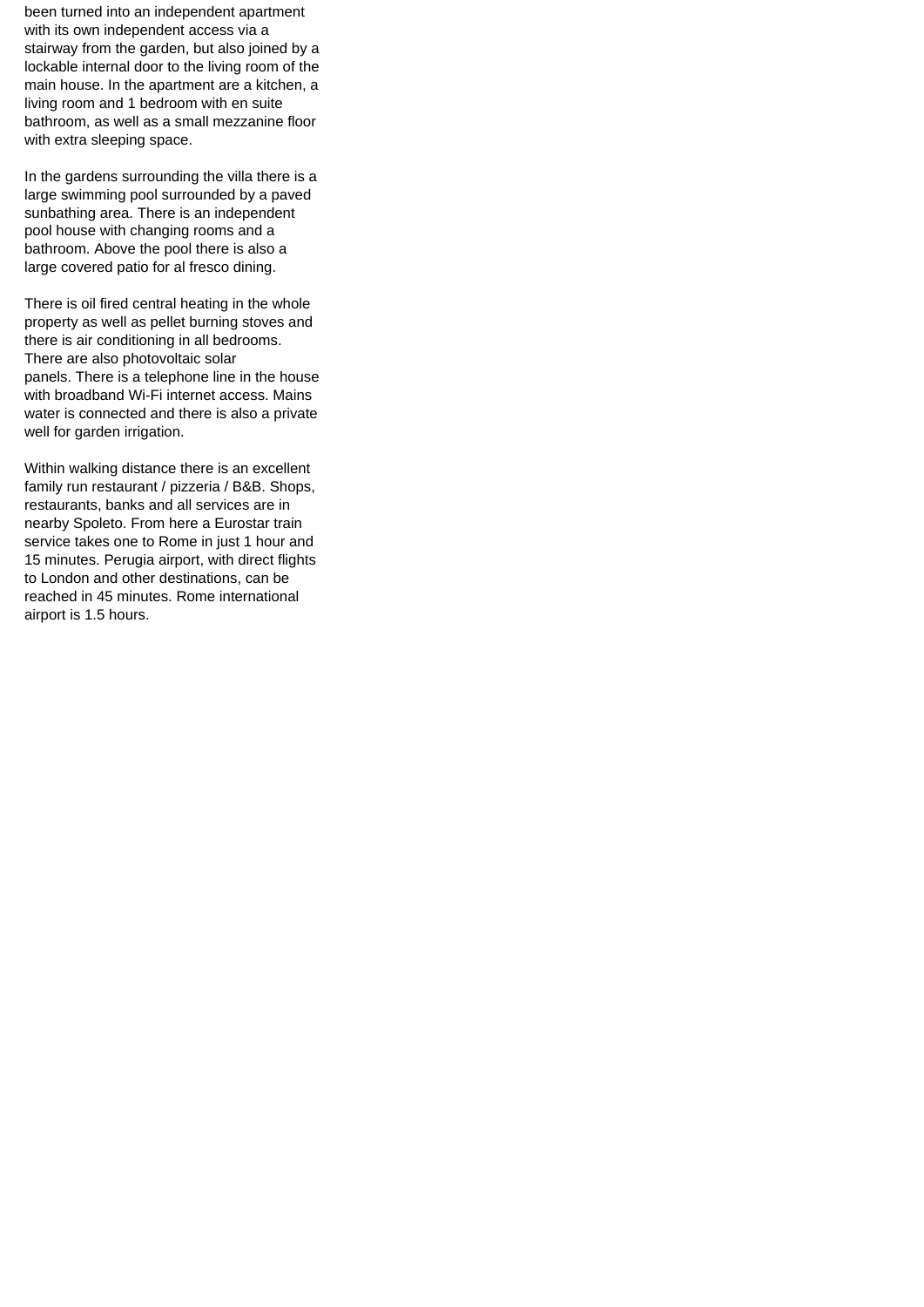been turned into an independent apartment with its own independent access via a stairway from the garden, but also joined by a lockable internal door to the living room of the main house. In the apartment are a kitchen, a living room and 1 bedroom with en suite bathroom, as well as a small mezzanine floor with extra sleeping space.

In the gardens surrounding the villa there is a large swimming pool surrounded by a paved sunbathing area. There is an independent pool house with changing rooms and a bathroom. Above the pool there is also a large covered patio for al fresco dining.

There is oil fired central heating in the whole property as well as pellet burning stoves and there is air conditioning in all bedrooms. There are also photovoltaic solar panels. There is a telephone line in the house with broadband Wi-Fi internet access. Mains water is connected and there is also a private well for garden irrigation.

Within walking distance there is an excellent family run restaurant / pizzeria / B&B. Shops, restaurants, banks and all services are in nearby Spoleto. From here a Eurostar train service takes one to Rome in just 1 hour and 15 minutes. Perugia airport, with direct flights to London and other destinations, can be reached in 45 minutes. Rome international airport is 1.5 hours.